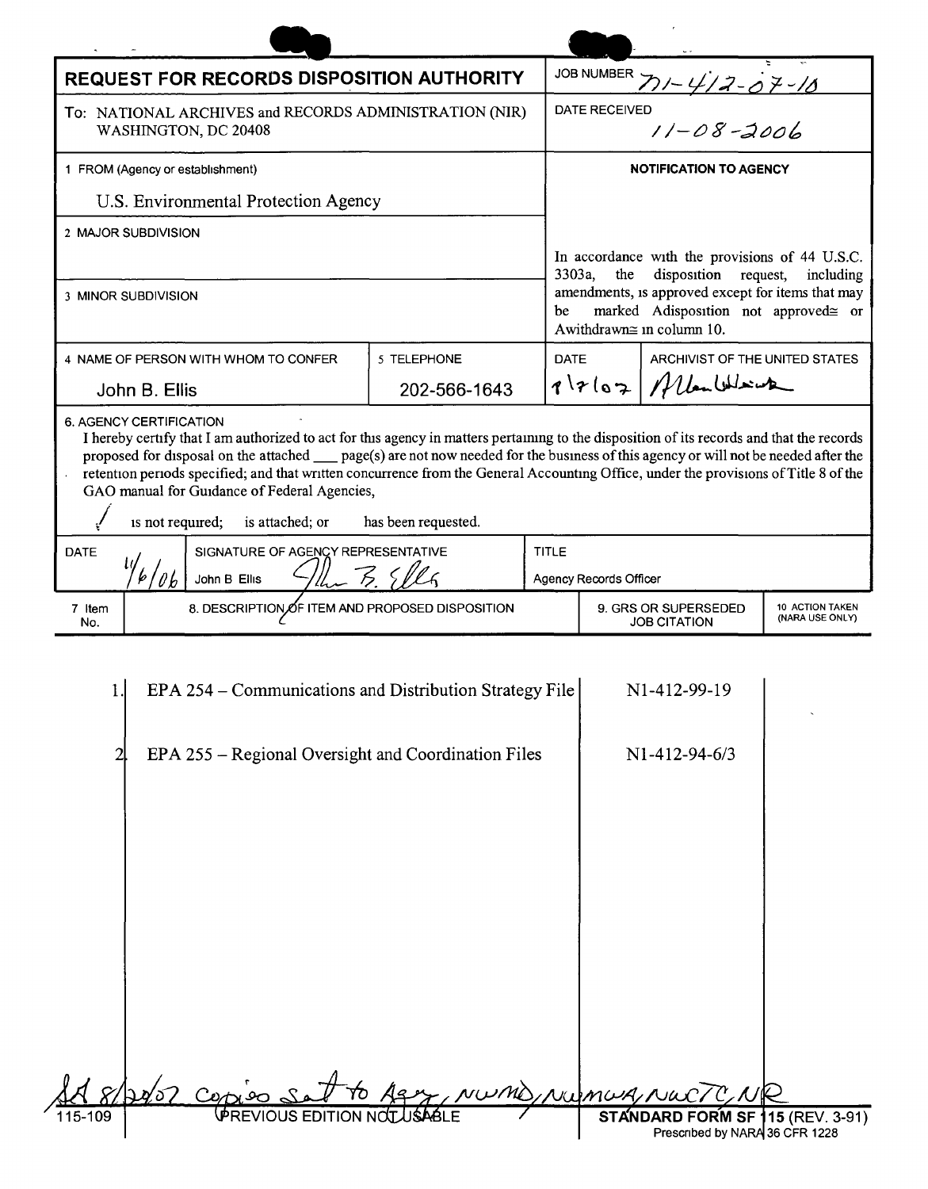## REQUEST FOR RECORDS DISPOSITION AUTHORITY

JOB NUMBER N1-412-07-10

To: NATIONAL ARCHIVES and RECORDS ADMINISTRATION (NIR) WASHINGTON, DC 20408

DATE RECEIVED 11-08-2006

1 FROM (Agency or establishment)

U.S. Environmental Protection Agency

2 MAJOR SUBDIVISION

3 MINOR SUBDIVISION

**NOTIFICATION TO AGENCY**

In accordance with the provisions of 44 U.S.C. 3303a, the disposition request, including amendments, is approved except for items that may be marked Adisposition not approved≅ or Awithdrawn≅ in column 10.

4 NAME OF PERSON WITH WHOM TO CONFER: John B. Ellis

5 TELEPHONE: 202-566-1643

DATE: 8/7/07

ARCHIVIST OF THE UNITED STATES: Allen Weinstein

6. AGENCY CERTIFICATION

I hereby certify that I am authorized to act for this agency in matters pertaining to the disposition of its records and that the records proposed for disposal on the attached ___ page(s) are not now needed for the business of this agency or will not be needed after the retention periods specified; and that written concurrence from the General Accounting Office, under the provisions of Title 8 of the GAO manual for Guidance of Federal Agencies,

✓ is not required; is attached; or has been requested.

DATE: 11/6/06

SIGNATURE OF AGENCY REPRESENTATIVE: John B Ellis

TITLE: Agency Records Officer

| 7 Item No. | 8. DESCRIPTION OF ITEM AND PROPOSED DISPOSITION | 9. GRS OR SUPERSEDED JOB CITATION | 10 ACTION TAKEN (NARA USE ONLY) |
|---|---|---|---|
| 1. | EPA 254 – Communications and Distribution Strategy File | N1-412-99-19 | |
| 2. | EPA 255 – Regional Oversight and Coordination Files | N1-412-94-6/3 | |

8/20/07 Copies sent to Agcy, NWMD, NWMWA, NWCTC, NR

115-109 PREVIOUS EDITION NOT USABLE

STANDARD FORM SF 115 (REV. 3-91) Prescribed by NARA 36 CFR 1228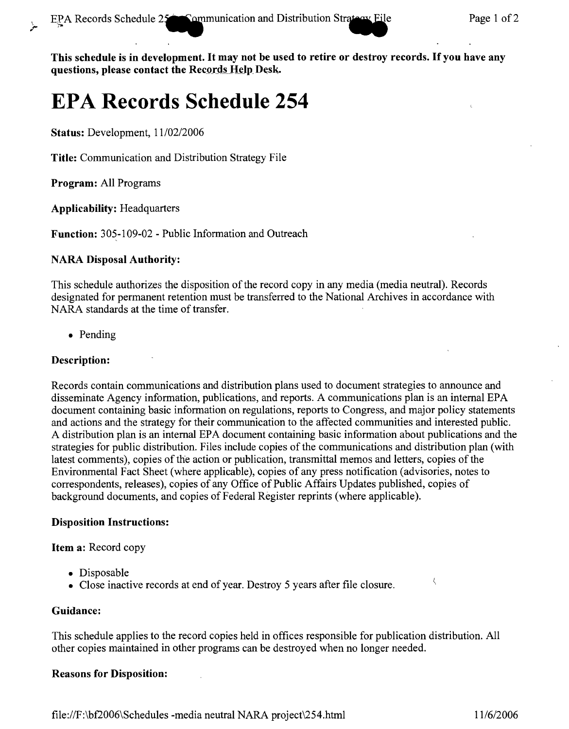**This schedule is in development. It may not be used to retire or destroy records. If you have any questions, please contact the Records Help Desk.**

# EPA Records Schedule 254

**Status:** Development, 11/02/2006

**Title:** Communication and Distribution Strategy File

**Program:** All Programs

**Applicability:** Headquarters

**Function:** 305-109-02 - Public Information and Outreach

### NARA Disposal Authority:

This schedule authorizes the disposition of the record copy in any media (media neutral). Records designated for permanent retention must be transferred to the National Archives in accordance with NARA standards at the time of transfer.

- Pending

### Description:

Records contain communications and distribution plans used to document strategies to announce and disseminate Agency information, publications, and reports. A communications plan is an internal EPA document containing basic information on regulations, reports to Congress, and major policy statements and actions and the strategy for their communication to the affected communities and interested public. A distribution plan is an internal EPA document containing basic information about publications and the strategies for public distribution. Files include copies of the communications and distribution plan (with latest comments), copies of the action or publication, transmittal memos and letters, copies of the Environmental Fact Sheet (where applicable), copies of any press notification (advisories, notes to correspondents, releases), copies of any Office of Public Affairs Updates published, copies of background documents, and copies of Federal Register reprints (where applicable).

### Disposition Instructions:

**Item a:** Record copy

- Disposable
- Close inactive records at end of year. Destroy 5 years after file closure.

### Guidance:

This schedule applies to the record copies held in offices responsible for publication distribution. All other copies maintained in other programs can be destroyed when no longer needed.

### Reasons for Disposition: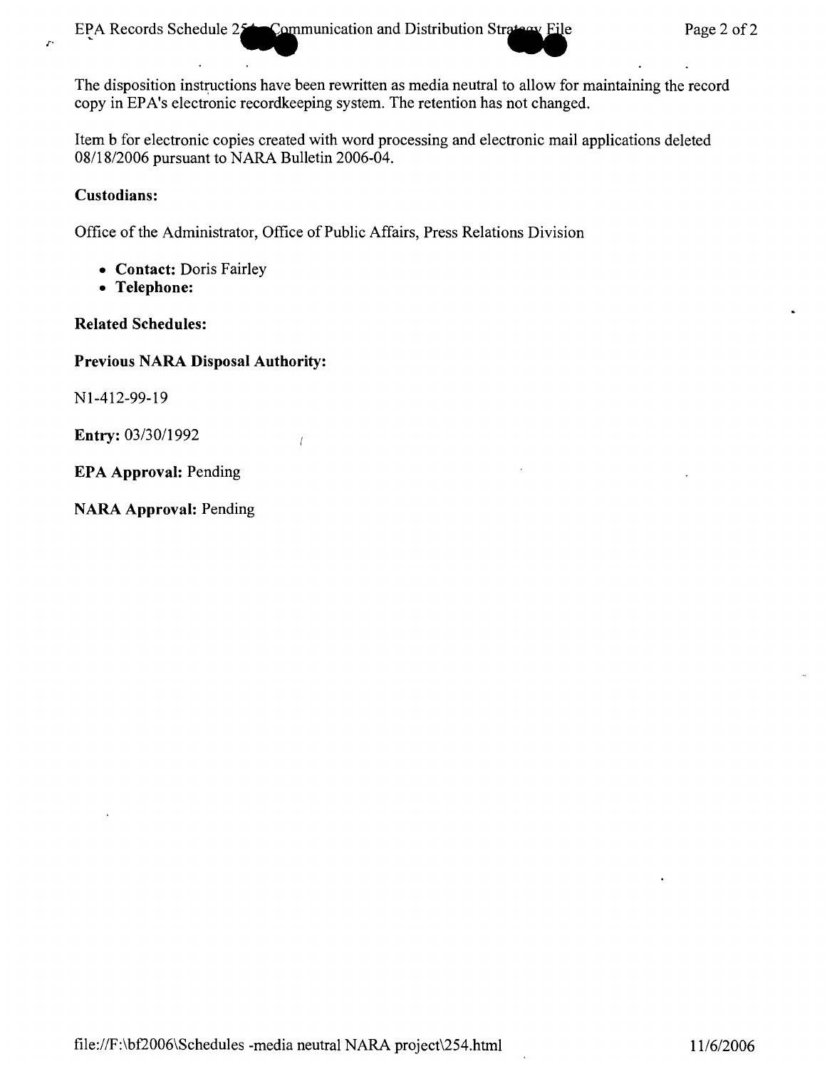The disposition instructions have been rewritten as media neutral to allow for maintaining the record copy in EPA's electronic recordkeeping system. The retention has not changed.

Item b for electronic copies created with word processing and electronic mail applications deleted 08/18/2006 pursuant to NARA Bulletin 2006-04.

**Custodians:**

Office of the Administrator, Office of Public Affairs, Press Relations Division

- **Contact:** Doris Fairley
- **Telephone:**

**Related Schedules:**

**Previous NARA Disposal Authority:**

N1-412-99-19

**Entry:** 03/30/1992

**EPA Approval:** Pending

**NARA Approval:** Pending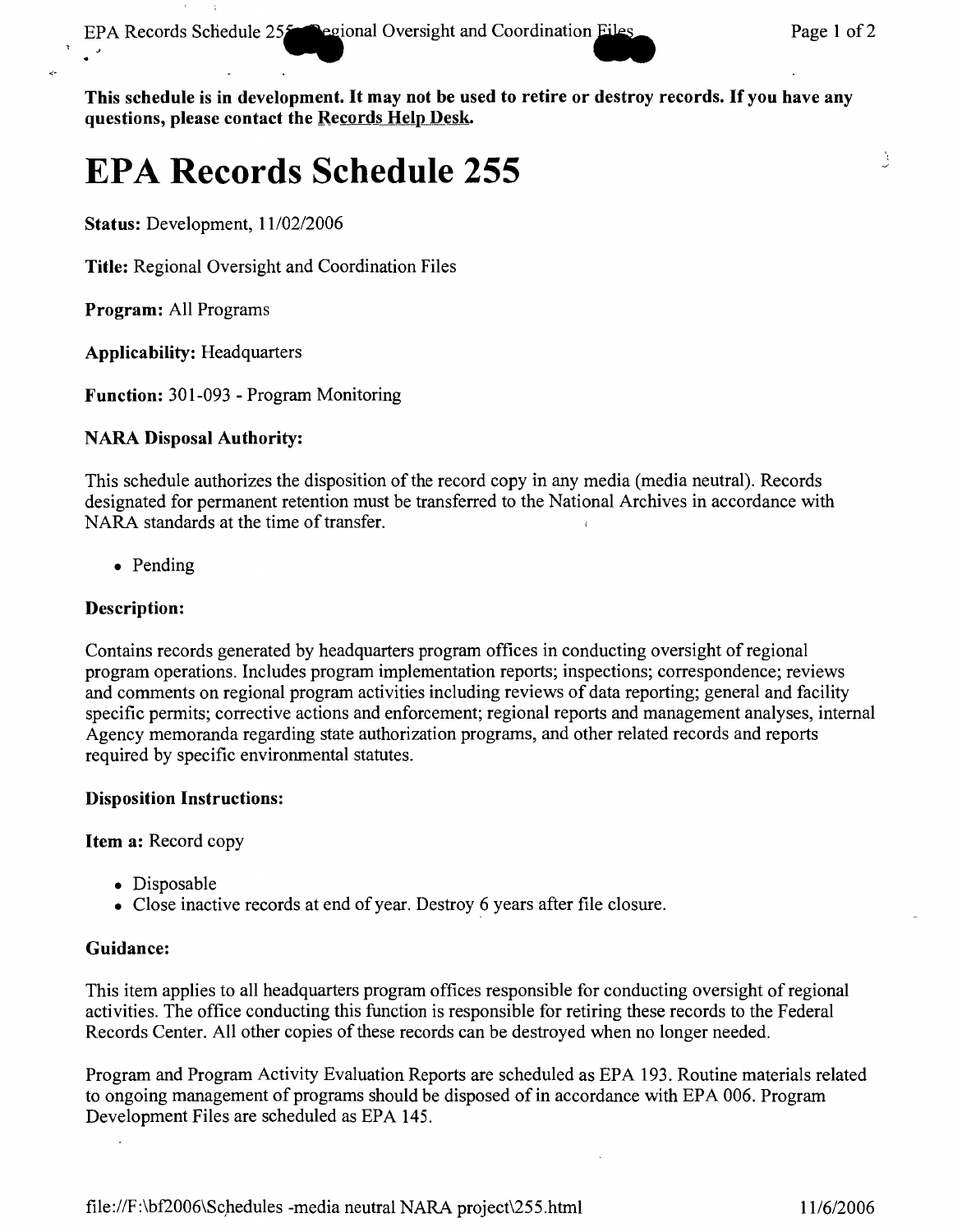**This schedule is in development. It may not be used to retire or destroy records. If you have any questions, please contact the Records Help Desk.**

# EPA Records Schedule 255

**Status:** Development, 11/02/2006

**Title:** Regional Oversight and Coordination Files

**Program:** All Programs

**Applicability:** Headquarters

**Function:** 301-093 - Program Monitoring

**NARA Disposal Authority:**

This schedule authorizes the disposition of the record copy in any media (media neutral). Records designated for permanent retention must be transferred to the National Archives in accordance with NARA standards at the time of transfer.

- Pending

**Description:**

Contains records generated by headquarters program offices in conducting oversight of regional program operations. Includes program implementation reports; inspections; correspondence; reviews and comments on regional program activities including reviews of data reporting; general and facility specific permits; corrective actions and enforcement; regional reports and management analyses, internal Agency memoranda regarding state authorization programs, and other related records and reports required by specific environmental statutes.

**Disposition Instructions:**

**Item a:** Record copy

- Disposable
- Close inactive records at end of year. Destroy 6 years after file closure.

**Guidance:**

This item applies to all headquarters program offices responsible for conducting oversight of regional activities. The office conducting this function is responsible for retiring these records to the Federal Records Center. All other copies of these records can be destroyed when no longer needed.

Program and Program Activity Evaluation Reports are scheduled as EPA 193. Routine materials related to ongoing management of programs should be disposed of in accordance with EPA 006. Program Development Files are scheduled as EPA 145.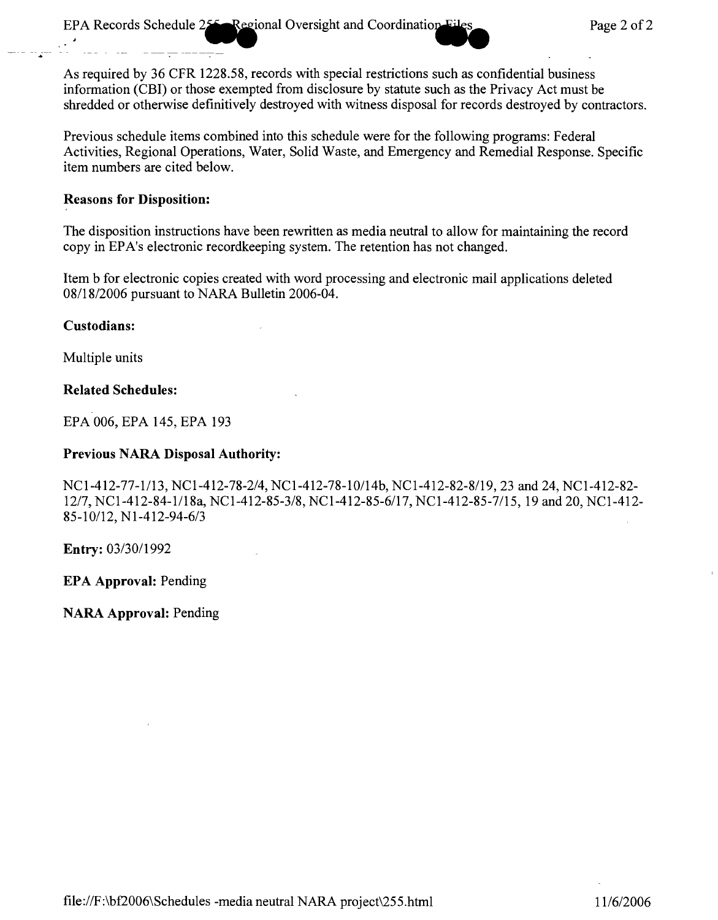As required by 36 CFR 1228.58, records with special restrictions such as confidential business information (CBI) or those exempted from disclosure by statute such as the Privacy Act must be shredded or otherwise definitively destroyed with witness disposal for records destroyed by contractors.

Previous schedule items combined into this schedule were for the following programs: Federal Activities, Regional Operations, Water, Solid Waste, and Emergency and Remedial Response. Specific item numbers are cited below.

**Reasons for Disposition:**

The disposition instructions have been rewritten as media neutral to allow for maintaining the record copy in EPA's electronic recordkeeping system. The retention has not changed.

Item b for electronic copies created with word processing and electronic mail applications deleted 08/18/2006 pursuant to NARA Bulletin 2006-04.

**Custodians:**

Multiple units

**Related Schedules:**

EPA 006, EPA 145, EPA 193

**Previous NARA Disposal Authority:**

NC1-412-77-1/13, NC1-412-78-2/4, NC1-412-78-10/14b, NC1-412-82-8/19, 23 and 24, NC1-412-82-12/7, NC1-412-84-1/18a, NC1-412-85-3/8, NC1-412-85-6/17, NC1-412-85-7/15, 19 and 20, NC1-412-85-10/12, N1-412-94-6/3

**Entry:** 03/30/1992

**EPA Approval:** Pending

**NARA Approval:** Pending